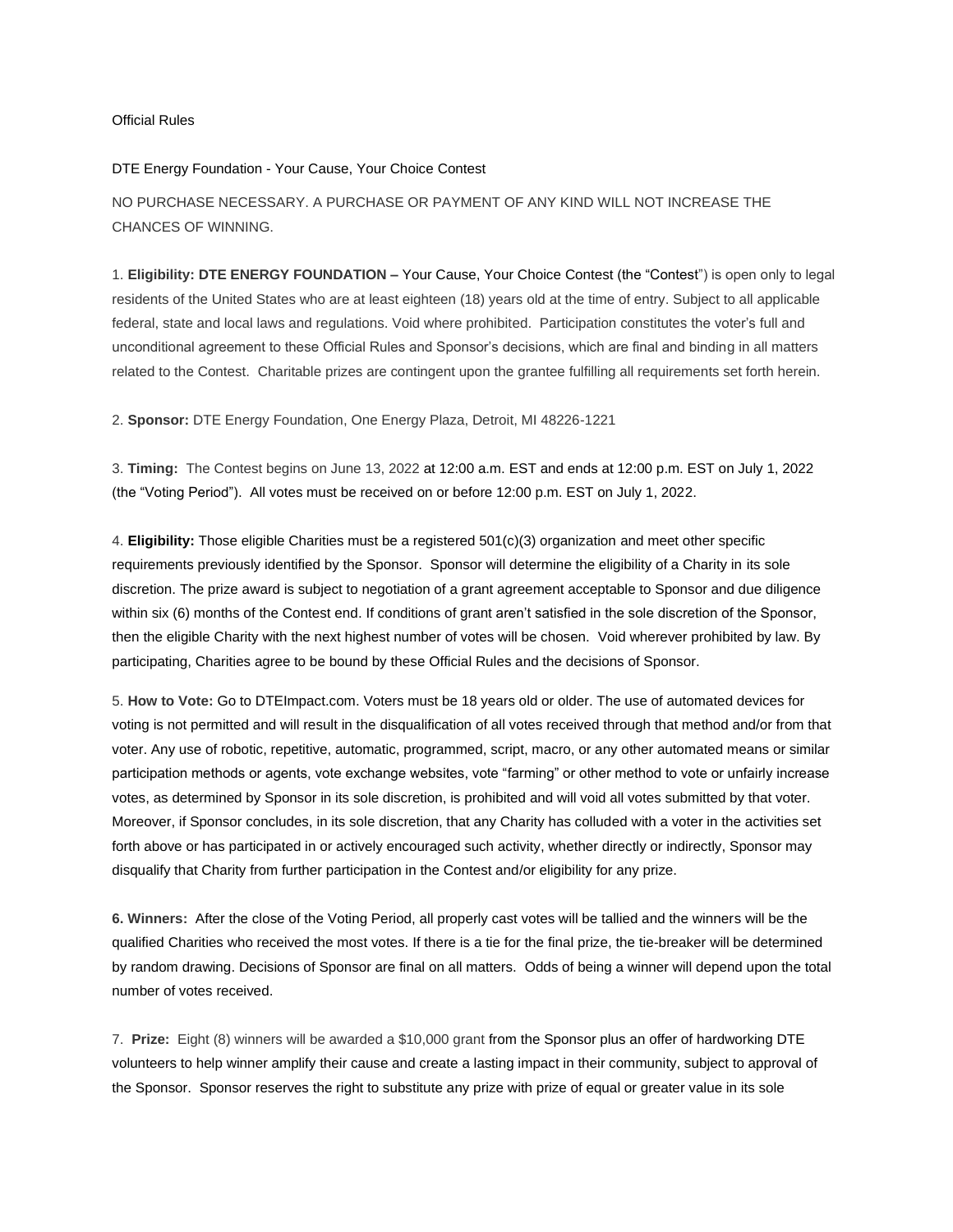Official Rules

DTE Energy Foundation - Your Cause, Your Choice Contest

NO PURCHASE NECESSARY. A PURCHASE OR PAYMENT OF ANY KIND WILL NOT INCREASE THE CHANCES OF WINNING.

1. **Eligibility: DTE ENERGY FOUNDATION –** Your Cause, Your Choice Contest (the "Contest") is open only to legal residents of the United States who are at least eighteen (18) years old at the time of entry. Subject to all applicable federal, state and local laws and regulations. Void where prohibited. Participation constitutes the voter's full and unconditional agreement to these Official Rules and Sponsor's decisions, which are final and binding in all matters related to the Contest. Charitable prizes are contingent upon the grantee fulfilling all requirements set forth herein.

2. **Sponsor:** DTE Energy Foundation, One Energy Plaza, Detroit, MI 48226-1221

3. **Timing:** The Contest begins on June 13, 2022 at 12:00 a.m. EST and ends at 12:00 p.m. EST on July 1, 2022 (the "Voting Period"). All votes must be received on or before 12:00 p.m. EST on July 1, 2022.

4. **Eligibility:** Those eligible Charities must be a registered 501(c)(3) organization and meet other specific requirements previously identified by the Sponsor. Sponsor will determine the eligibility of a Charity in its sole discretion. The prize award is subject to negotiation of a grant agreement acceptable to Sponsor and due diligence within six (6) months of the Contest end. If conditions of grant aren't satisfied in the sole discretion of the Sponsor, then the eligible Charity with the next highest number of votes will be chosen. Void wherever prohibited by law. By participating, Charities agree to be bound by these Official Rules and the decisions of Sponsor.

5. **How to Vote:** Go to DTEImpact.com. Voters must be 18 years old or older. The use of automated devices for voting is not permitted and will result in the disqualification of all votes received through that method and/or from that voter. Any use of robotic, repetitive, automatic, programmed, script, macro, or any other automated means or similar participation methods or agents, vote exchange websites, vote "farming" or other method to vote or unfairly increase votes, as determined by Sponsor in its sole discretion, is prohibited and will void all votes submitted by that voter. Moreover, if Sponsor concludes, in its sole discretion, that any Charity has colluded with a voter in the activities set forth above or has participated in or actively encouraged such activity, whether directly or indirectly, Sponsor may disqualify that Charity from further participation in the Contest and/or eligibility for any prize.

**6. Winners:** After the close of the Voting Period, all properly cast votes will be tallied and the winners will be the qualified Charities who received the most votes. If there is a tie for the final prize, the tie-breaker will be determined by random drawing. Decisions of Sponsor are final on all matters. Odds of being a winner will depend upon the total number of votes received.

7. **Prize:** Eight (8) winners will be awarded a $10,000 grant from the Sponsor plus an offer of hardworking DTE volunteers to help winner amplify their cause and create a lasting impact in their community, subject to approval of the Sponsor. Sponsor reserves the right to substitute any prize with prize of equal or greater value in its sole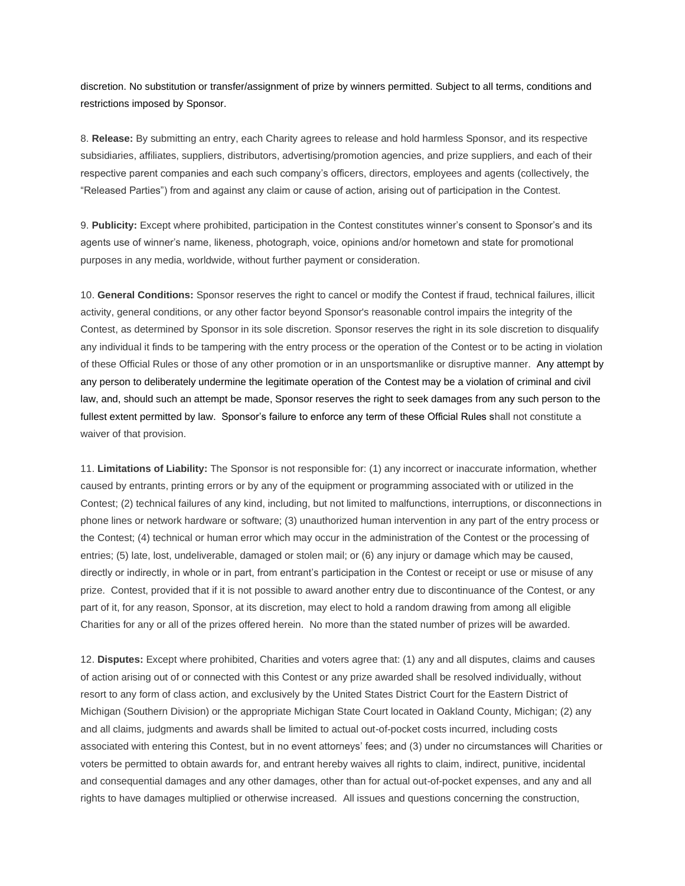discretion. No substitution or transfer/assignment of prize by winners permitted. Subject to all terms, conditions and restrictions imposed by Sponsor.

8. **Release:** By submitting an entry, each Charity agrees to release and hold harmless Sponsor, and its respective subsidiaries, affiliates, suppliers, distributors, advertising/promotion agencies, and prize suppliers, and each of their respective parent companies and each such company's officers, directors, employees and agents (collectively, the "Released Parties") from and against any claim or cause of action, arising out of participation in the Contest.

9. **Publicity:** Except where prohibited, participation in the Contest constitutes winner's consent to Sponsor's and its agents use of winner's name, likeness, photograph, voice, opinions and/or hometown and state for promotional purposes in any media, worldwide, without further payment or consideration.

10. **General Conditions:** Sponsor reserves the right to cancel or modify the Contest if fraud, technical failures, illicit activity, general conditions, or any other factor beyond Sponsor's reasonable control impairs the integrity of the Contest, as determined by Sponsor in its sole discretion. Sponsor reserves the right in its sole discretion to disqualify any individual it finds to be tampering with the entry process or the operation of the Contest or to be acting in violation of these Official Rules or those of any other promotion or in an unsportsmanlike or disruptive manner. Any attempt by any person to deliberately undermine the legitimate operation of the Contest may be a violation of criminal and civil law, and, should such an attempt be made, Sponsor reserves the right to seek damages from any such person to the fullest extent permitted by law. Sponsor's failure to enforce any term of these Official Rules shall not constitute a waiver of that provision.

11. **Limitations of Liability:** The Sponsor is not responsible for: (1) any incorrect or inaccurate information, whether caused by entrants, printing errors or by any of the equipment or programming associated with or utilized in the Contest; (2) technical failures of any kind, including, but not limited to malfunctions, interruptions, or disconnections in phone lines or network hardware or software; (3) unauthorized human intervention in any part of the entry process or the Contest; (4) technical or human error which may occur in the administration of the Contest or the processing of entries; (5) late, lost, undeliverable, damaged or stolen mail; or (6) any injury or damage which may be caused, directly or indirectly, in whole or in part, from entrant's participation in the Contest or receipt or use or misuse of any prize. Contest, provided that if it is not possible to award another entry due to discontinuance of the Contest, or any part of it, for any reason, Sponsor, at its discretion, may elect to hold a random drawing from among all eligible Charities for any or all of the prizes offered herein. No more than the stated number of prizes will be awarded.

12. **Disputes:** Except where prohibited, Charities and voters agree that: (1) any and all disputes, claims and causes of action arising out of or connected with this Contest or any prize awarded shall be resolved individually, without resort to any form of class action, and exclusively by the United States District Court for the Eastern District of Michigan (Southern Division) or the appropriate Michigan State Court located in Oakland County, Michigan; (2) any and all claims, judgments and awards shall be limited to actual out-of-pocket costs incurred, including costs associated with entering this Contest, but in no event attorneys' fees; and (3) under no circumstances will Charities or voters be permitted to obtain awards for, and entrant hereby waives all rights to claim, indirect, punitive, incidental and consequential damages and any other damages, other than for actual out-of-pocket expenses, and any and all rights to have damages multiplied or otherwise increased. All issues and questions concerning the construction,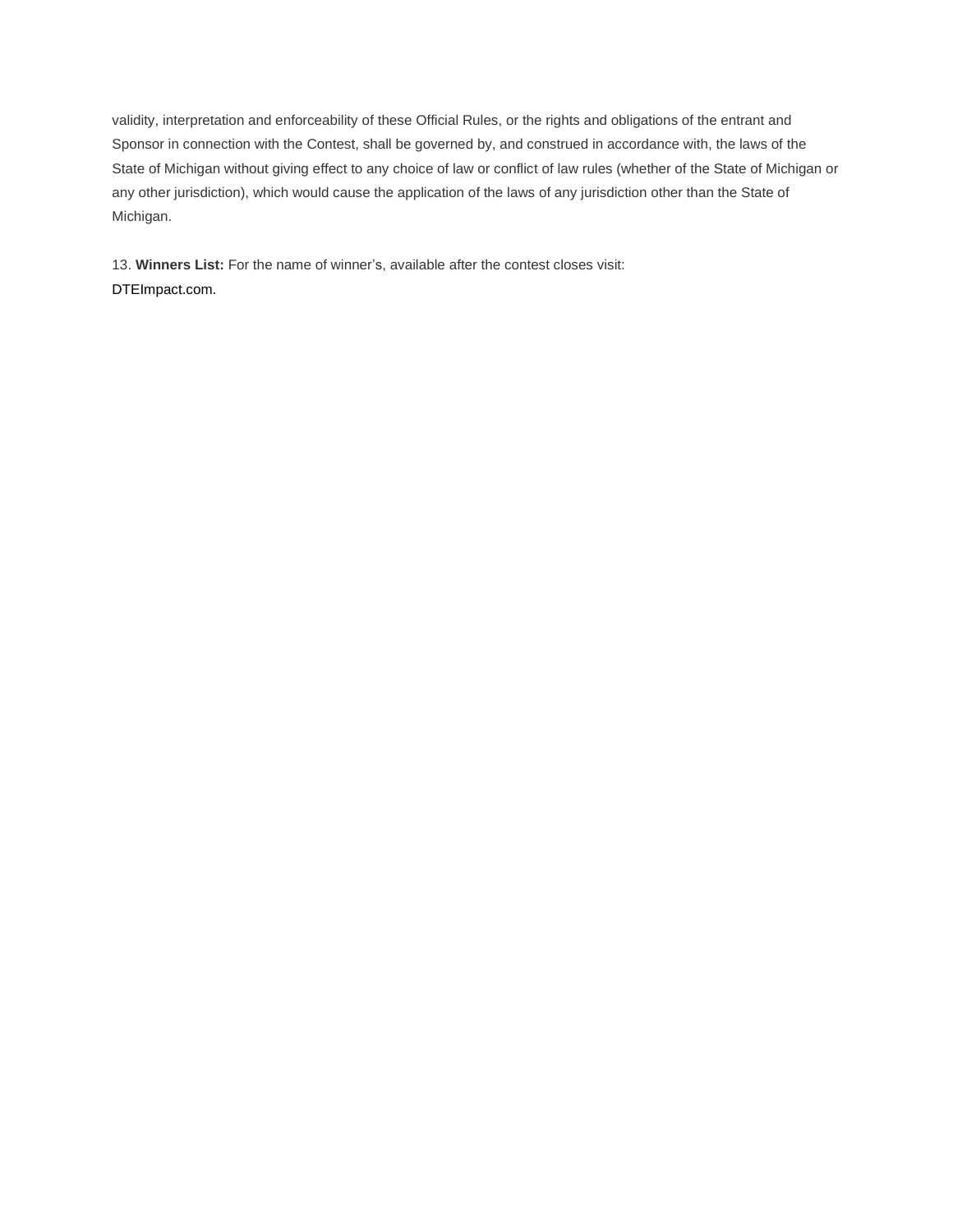validity, interpretation and enforceability of these Official Rules, or the rights and obligations of the entrant and Sponsor in connection with the Contest, shall be governed by, and construed in accordance with, the laws of the State of Michigan without giving effect to any choice of law or conflict of law rules (whether of the State of Michigan or any other jurisdiction), which would cause the application of the laws of any jurisdiction other than the State of Michigan.

13. **Winners List:** For the name of winner's, available after the contest closes visit: DTEImpact.com.